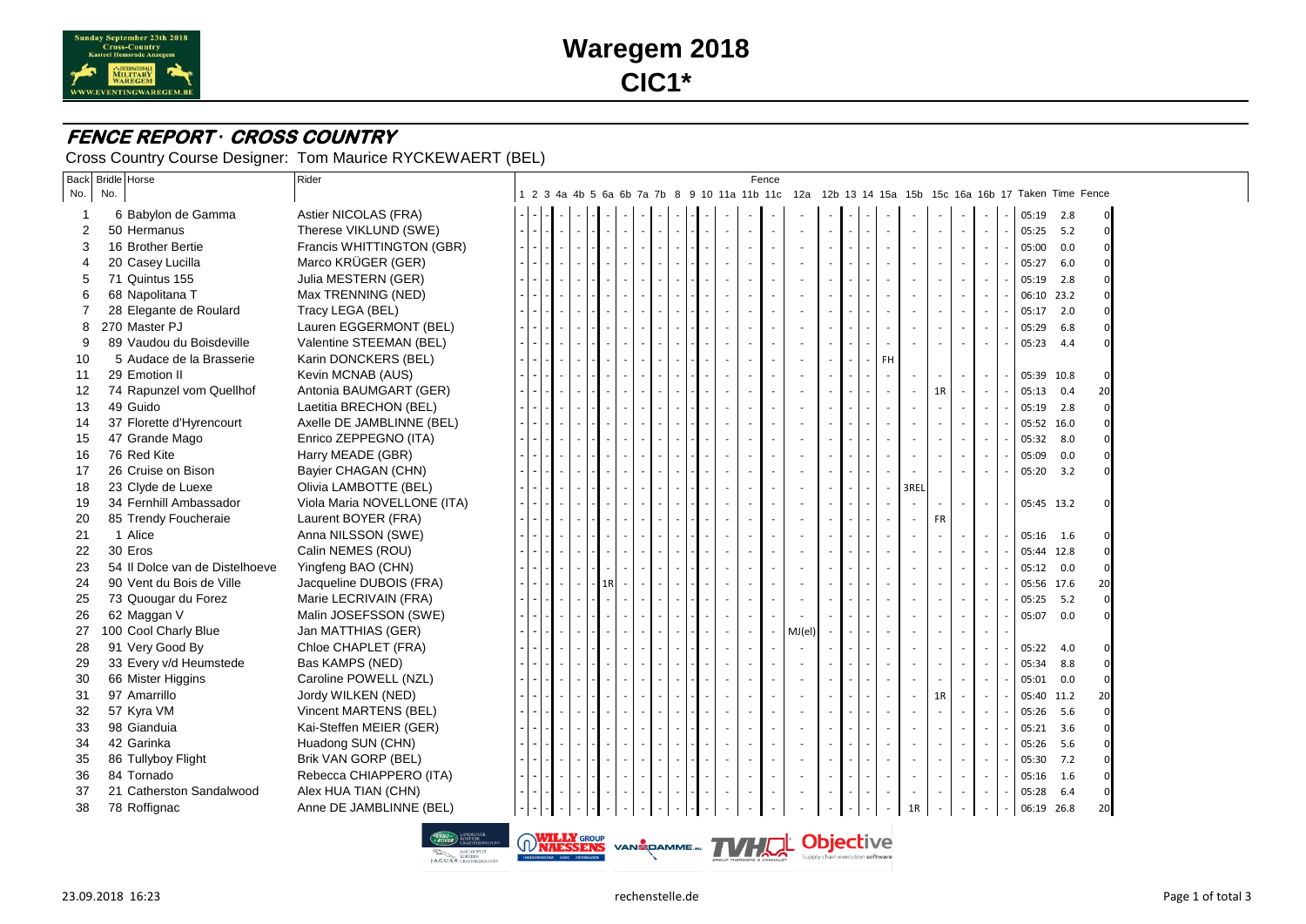# Waregem 2018

## CIC1*

Sunday September 23th 2018
Cross-Country
Kasteel Hemsrode Anzegem

### FENCE REPORT · CROSS COUNTRY

Cross Country Course Designer: Tom Maurice RYCKEWAERT (BEL)

| Back No. | Bridle No. | Horse | Rider | 1 | 2 | 3 | 4a | 4b | 5 | 6a | 6b | 7a | 7b | 8 | 9 | 10 | 11a | 11b | 11c | 12a | 12b | 13 | 14 | 15a | 15b | 15c | 16a | 16b | 17 | Taken | Time | Fence |
|---|---|---|---|---|---|---|---|---|---|---|---|---|---|---|---|---|---|---|---|---|---|---|---|---|---|---|---|---|---|---|---|---|
| 1 | 6 | Babylon de Gamma | Astier NICOLAS (FRA) | - | - | - | - | - | - | - | - | - | - | - | - | - | - | - | - | - | - | - | - | - | - | - | - | - | - | 05:19 | 2.8 | 0 |
| 2 | 50 | Hermanus | Therese VIKLUND (SWE) | - | - | - | - | - | - | - | - | - | - | - | - | - | - | - | - | - | - | - | - | - | - | - | - | - | - | 05:25 | 5.2 | 0 |
| 3 | 16 | Brother Bertie | Francis WHITTINGTON (GBR) | - | - | - | - | - | - | - | - | - | - | - | - | - | - | - | - | - | - | - | - | - | - | - | - | - | - | 05:00 | 0.0 | 0 |
| 4 | 20 | Casey Lucilla | Marco KRÜGER (GER) | - | - | - | - | - | - | - | - | - | - | - | - | - | - | - | - | - | - | - | - | - | - | - | - | - | - | 05:27 | 6.0 | 0 |
| 5 | 71 | Quintus 155 | Julia MESTERN (GER) | - | - | - | - | - | - | - | - | - | - | - | - | - | - | - | - | - | - | - | - | - | - | - | - | - | - | 05:19 | 2.8 | 0 |
| 6 | 68 | Napolitana T | Max TRENNING (NED) | - | - | - | - | - | - | - | - | - | - | - | - | - | - | - | - | - | - | - | - | - | - | - | - | - | - | 06:10 | 23.2 | 0 |
| 7 | 28 | Elegante de Roulard | Tracy LEGA (BEL) | - | - | - | - | - | - | - | - | - | - | - | - | - | - | - | - | - | - | - | - | - | - | - | - | - | - | 05:17 | 2.0 | 0 |
| 8 | 270 | Master PJ | Lauren EGGERMONT (BEL) | - | - | - | - | - | - | - | - | - | - | - | - | - | - | - | - | - | - | - | - | - | - | - | - | - | - | 05:29 | 6.8 | 0 |
| 9 | 89 | Vaudou du Boisdeville | Valentine STEEMAN (BEL) | - | - | - | - | - | - | - | - | - | - | - | - | - | - | - | - | - | - | - | - | - | - | - | - | - | - | 05:23 | 4.4 | 0 |
| 10 | 5 | Audace de la Brasserie | Karin DONCKERS (BEL) | - | - | - | - | - | - | - | - | - | - | - | - | - | - | - | - | - | - | - | - | FH | | | | | | | | |
| 11 | 29 | Emotion II | Kevin MCNAB (AUS) | - | - | - | - | - | - | - | - | - | - | - | - | - | - | - | - | - | - | - | - | - | - | - | - | - | - | 05:39 | 10.8 | 0 |
| 12 | 74 | Rapunzel vom Quellhof | Antonia BAUMGART (GER) | - | - | - | - | - | - | - | - | - | - | - | - | - | - | - | - | - | - | - | - | - | - | 1R | - | - | - | 05:13 | 0.4 | 20 |
| 13 | 49 | Guido | Laetitia BRECHON (BEL) | - | - | - | - | - | - | - | - | - | - | - | - | - | - | - | - | - | - | - | - | - | - | - | - | - | - | 05:19 | 2.8 | 0 |
| 14 | 37 | Florette d'Hyrencourt | Axelle DE JAMBLINNE (BEL) | - | - | - | - | - | - | - | - | - | - | - | - | - | - | - | - | - | - | - | - | - | - | - | - | - | - | 05:52 | 16.0 | 0 |
| 15 | 47 | Grande Mago | Enrico ZEPPEGNO (ITA) | - | - | - | - | - | - | - | - | - | - | - | - | - | - | - | - | - | - | - | - | - | - | - | - | - | - | 05:32 | 8.0 | 0 |
| 16 | 76 | Red Kite | Harry MEADE (GBR) | - | - | - | - | - | - | - | - | - | - | - | - | - | - | - | - | - | - | - | - | - | - | - | - | - | - | 05:09 | 0.0 | 0 |
| 17 | 26 | Cruise on Bison | Bayier CHAGAN (CHN) | - | - | - | - | - | - | - | - | - | - | - | - | - | - | - | - | - | - | - | - | - | - | - | - | - | - | 05:20 | 3.2 | 0 |
| 18 | 23 | Clyde de Luexe | Olivia LAMBOTTE (BEL) | - | - | - | - | - | - | - | - | - | - | - | - | - | - | - | - | - | - | - | - | - | 3REL | | | | | | | |
| 19 | 34 | Fernhill Ambassador | Viola Maria NOVELLONE (ITA) | - | - | - | - | - | - | - | - | - | - | - | - | - | - | - | - | - | - | - | - | - | - | - | - | - | - | 05:45 | 13.2 | 0 |
| 20 | 85 | Trendy Foucheraie | Laurent BOYER (FRA) | - | - | - | - | - | - | - | - | - | - | - | - | - | - | - | - | - | - | - | - | - | - | FR | | | | | | |
| 21 | 1 | Alice | Anna NILSSON (SWE) | - | - | - | - | - | - | - | - | - | - | - | - | - | - | - | - | - | - | - | - | - | - | - | - | - | - | 05:16 | 1.6 | 0 |
| 22 | 30 | Eros | Calin NEMES (ROU) | - | - | - | - | - | - | - | - | - | - | - | - | - | - | - | - | - | - | - | - | - | - | - | - | - | - | 05:44 | 12.8 | 0 |
| 23 | 54 | Il Dolce van de Distelhoeve | Yingfeng BAO (CHN) | - | - | - | - | - | - | - | - | - | - | - | - | - | - | - | - | - | - | - | - | - | - | - | - | - | - | 05:12 | 0.0 | 0 |
| 24 | 90 | Vent du Bois de Ville | Jacqueline DUBOIS (FRA) | - | - | - | - | - | 1R | - | - | - | - | - | - | - | - | - | - | - | - | - | - | - | - | - | - | - | - | 05:56 | 17.6 | 20 |
| 25 | 73 | Quougar du Forez | Marie LECRIVAIN (FRA) | - | - | - | - | - | - | - | - | - | - | - | - | - | - | - | - | - | - | - | - | - | - | - | - | - | - | 05:25 | 5.2 | 0 |
| 26 | 62 | Maggan V | Malin JOSEFSSON (SWE) | - | - | - | - | - | - | - | - | - | - | - | - | - | - | - | - | - | - | - | - | - | - | - | - | - | - | 05:07 | 0.0 | 0 |
| 27 | 100 | Cool Charly Blue | Jan MATTHIAS (GER) | - | - | - | - | - | - | - | - | - | - | - | - | - | - | - | - | MJ(el) | | | | | | | | | | | | |
| 28 | 91 | Very Good By | Chloe CHAPLET (FRA) | - | - | - | - | - | - | - | - | - | - | - | - | - | - | - | - | - | - | - | - | - | - | - | - | - | - | 05:22 | 4.0 | 0 |
| 29 | 33 | Every v/d Heumstede | Bas KAMPS (NED) | - | - | - | - | - | - | - | - | - | - | - | - | - | - | - | - | - | - | - | - | - | - | - | - | - | - | 05:34 | 8.8 | 0 |
| 30 | 66 | Mister Higgins | Caroline POWELL (NZL) | - | - | - | - | - | - | - | - | - | - | - | - | - | - | - | - | - | - | - | - | - | - | - | - | - | - | 05:01 | 0.0 | 0 |
| 31 | 97 | Amarrillo | Jordy WILKEN (NED) | - | - | - | - | - | - | - | - | - | - | - | - | - | - | - | - | - | - | - | - | - | - | 1R | - | - | - | 05:40 | 11.2 | 20 |
| 32 | 57 | Kyra VM | Vincent MARTENS (BEL) | - | - | - | - | - | - | - | - | - | - | - | - | - | - | - | - | - | - | - | - | - | - | - | - | - | - | 05:26 | 5.6 | 0 |
| 33 | 98 | Gianduia | Kai-Steffen MEIER (GER) | - | - | - | - | - | - | - | - | - | - | - | - | - | - | - | - | - | - | - | - | - | - | - | - | - | - | 05:21 | 3.6 | 0 |
| 34 | 42 | Garinka | Huadong SUN (CHN) | - | - | - | - | - | - | - | - | - | - | - | - | - | - | - | - | - | - | - | - | - | - | - | - | - | - | 05:26 | 5.6 | 0 |
| 35 | 86 | Tullyboy Flight | Brik VAN GORP (BEL) | - | - | - | - | - | - | - | - | - | - | - | - | - | - | - | - | - | - | - | - | - | - | - | - | - | - | 05:30 | 7.2 | 0 |
| 36 | 84 | Tornado | Rebecca CHIAPPERO (ITA) | - | - | - | - | - | - | - | - | - | - | - | - | - | - | - | - | - | - | - | - | - | - | - | - | - | - | 05:16 | 1.6 | 0 |
| 37 | 21 | Catherston Sandalwood | Alex HUA TIAN (CHN) | - | - | - | - | - | - | - | - | - | - | - | - | - | - | - | - | - | - | - | - | - | - | - | - | - | - | 05:28 | 6.4 | 0 |
| 38 | 78 | Roffignac | Anne DE JAMBLINNE (BEL) | - | - | - | - | - | - | - | - | - | - | - | - | - | - | - | - | - | - | - | - | - | 1R | - | - | - | - | 06:19 | 26.8 | 20 |

23.09.2018 16:23

rechenstelle.de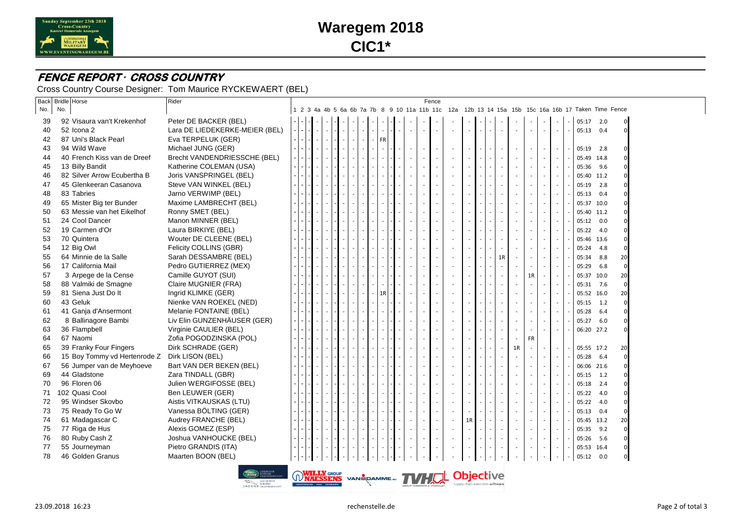# Waregem 2018

## CIC1*

### FENCE REPORT · CROSS COUNTRY

Cross Country Course Designer: Tom Maurice RYCKEWAERT (BEL)

| Back No. | Bridle No. | Horse | Rider | 1 | 2 | 3 | 4a | 4b | 5 | 6a | 6b | 7a | 7b | 8 | 9 | 10 | 11a | 11b | 11c | 12a | 12b | 13 | 14 | 15a | 15b | 15c | 16a | 16b | 17 | Taken | Time | Fence |
|---|---|---|---|---|---|---|---|---|---|---|---|---|---|---|---|---|---|---|---|---|---|---|---|---|---|---|---|---|---|---|---|---|
| 39 | 92 | Visaura van't Krekenhof | Peter DE BACKER (BEL) | - | - | - | - | - | - | - | - | - | - | - | - | - | - | - | - | - | - | - | - | - | - | - | - | - | - | 05:17 | 2.0 | 0 |
| 40 | 52 | Icona 2 | Lara DE LIEDEKERKE-MEIER (BEL) | - | - | - | - | - | - | - | - | - | - | - | - | - | - | - | - | - | - | - | - | - | - | - | - | - | - | 05:13 | 0.4 | 0 |
| 42 | 87 | Uni's Black Pearl | Eva TERPELUK (GER) | - | - | - | - | - | - | - | - | - | - | - | FR | | | | | | | | | | | | | | | | | |
| 43 | 94 | Wild Wave | Michael JUNG (GER) | - | - | - | - | - | - | - | - | - | - | - | - | - | - | - | - | - | - | - | - | - | - | - | - | - | - | 05:19 | 2.8 | 0 |
| 44 | 40 | French Kiss van de Dreef | Brecht VANDENDRIESSCHE (BEL) | - | - | - | - | - | - | - | - | - | - | - | - | - | - | - | - | - | - | - | - | - | - | - | - | - | - | 05:49 | 14.8 | 0 |
| 45 | 13 | Billy Bandit | Katherine COLEMAN (USA) | - | - | - | - | - | - | - | - | - | - | - | - | - | - | - | - | - | - | - | - | - | - | - | - | - | - | 05:36 | 9.6 | 0 |
| 46 | 82 | Silver Arrow Ecubertha B | Joris VANSPRINGEL (BEL) | - | - | - | - | - | - | - | - | - | - | - | - | - | - | - | - | - | - | - | - | - | - | - | - | - | - | 05:40 | 11.2 | 0 |
| 47 | 45 | Glenkeeran Casanova | Steve VAN WINKEL (BEL) | - | - | - | - | - | - | - | - | - | - | - | - | - | - | - | - | - | - | - | - | - | - | - | - | - | - | 05:19 | 2.8 | 0 |
| 48 | 83 | Tabries | Jarno VERWIMP (BEL) | - | - | - | - | - | - | - | - | - | - | - | - | - | - | - | - | - | - | - | - | - | - | - | - | - | - | 05:13 | 0.4 | 0 |
| 49 | 65 | Mister Big ter Bunder | Maxime LAMBRECHT (BEL) | - | - | - | - | - | - | - | - | - | - | - | - | - | - | - | - | - | - | - | - | - | - | - | - | - | - | 05:37 | 10.0 | 0 |
| 50 | 63 | Messie van het Eikelhof | Ronny SMET (BEL) | - | - | - | - | - | - | - | - | - | - | - | - | - | - | - | - | - | - | - | - | - | - | - | - | - | - | 05:40 | 11.2 | 0 |
| 51 | 24 | Cool Dancer | Manon MINNER (BEL) | - | - | - | - | - | - | - | - | - | - | - | - | - | - | - | - | - | - | - | - | - | - | - | - | - | - | 05:12 | 0.0 | 0 |
| 52 | 19 | Carmen d'Or | Laura BIRKIYE (BEL) | - | - | - | - | - | - | - | - | - | - | - | - | - | - | - | - | - | - | - | - | - | - | - | - | - | - | 05:22 | 4.0 | 0 |
| 53 | 70 | Quintera | Wouter DE CLEENE (BEL) | - | - | - | - | - | - | - | - | - | - | - | - | - | - | - | - | - | - | - | - | - | - | - | - | - | - | 05:46 | 13.6 | 0 |
| 54 | 12 | Big Owl | Felicity COLLINS (GBR) | - | - | - | - | - | - | - | - | - | - | - | - | - | - | - | - | - | - | - | - | - | - | - | - | - | - | 05:24 | 4.8 | 0 |
| 55 | 64 | Minnie de la Salle | Sarah DESSAMBRE (BEL) | - | - | - | - | - | - | - | - | - | - | - | - | - | - | - | - | - | - | - | - | 1R | - | - | - | - | - | 05:34 | 8.8 | 20 |
| 56 | 17 | California Mail | Pedro GUTIERREZ (MEX) | - | - | - | - | - | - | - | - | - | - | - | - | - | - | - | - | - | - | - | - | - | - | - | - | - | - | 05:29 | 6.8 | 0 |
| 57 | 3 | Arpege de la Cense | Camille GUYOT (SUI) | - | - | - | - | - | - | - | - | - | - | - | - | - | - | - | - | - | - | - | - | - | - | 1R | - | - | - | 05:37 | 10.0 | 20 |
| 58 | 88 | Valmiki de Smagne | Claire MUGNIER (FRA) | - | - | - | - | - | - | - | - | - | - | - | - | - | - | - | - | - | - | - | - | - | - | - | - | - | - | 05:31 | 7.6 | 0 |
| 59 | 81 | Siena Just Do It | Ingrid KLIMKE (GER) | - | - | - | - | - | - | - | - | - | - | 1R | - | - | - | - | - | - | - | - | - | - | - | - | - | - | - | 05:52 | 16.0 | 20 |
| 60 | 43 | Geluk | Nienke VAN ROEKEL (NED) | - | - | - | - | - | - | - | - | - | - | - | - | - | - | - | - | - | - | - | - | - | - | - | - | - | - | 05:15 | 1.2 | 0 |
| 61 | 41 | Ganja d'Ansermont | Melanie FONTAINE (BEL) | - | - | - | - | - | - | - | - | - | - | - | - | - | - | - | - | - | - | - | - | - | - | - | - | - | - | 05:28 | 6.4 | 0 |
| 62 | 8 | Ballinagore Bambi | Liv Elin GUNZENHÄUSER (GER) | - | - | - | - | - | - | - | - | - | - | - | - | - | - | - | - | - | - | - | - | - | - | - | - | - | - | 05:27 | 6.0 | 0 |
| 63 | 36 | Flampbell | Virginie CAULIER (BEL) | - | - | - | - | - | - | - | - | - | - | - | - | - | - | - | - | - | - | - | - | - | - | - | - | - | - | 06:20 | 27.2 | 0 |
| 64 | 67 | Naomi | Zofia POGODZINSKA (POL) | - | - | - | - | - | - | - | - | - | - | - | - | - | - | - | - | - | - | - | - | - | - | FR | | | | | | |
| 65 | 39 | Franky Four Fingers | Dirk SCHRADE (GER) | - | - | - | - | - | - | - | - | - | - | - | - | - | - | - | - | - | - | - | - | - | 1R | - | - | - | - | 05:55 | 17.2 | 20 |
| 66 | 15 | Boy Tommy vd Hertenrode Z | Dirk LISON (BEL) | - | - | - | - | - | - | - | - | - | - | - | - | - | - | - | - | - | - | - | - | - | - | - | - | - | - | 05:28 | 6.4 | 0 |
| 67 | 56 | Jumper van de Meyhoeve | Bart VAN DER BEKEN (BEL) | - | - | - | - | - | - | - | - | - | - | - | - | - | - | - | - | - | - | - | - | - | - | - | - | - | - | 06:06 | 21.6 | 0 |
| 69 | 44 | Gladstone | Zara TINDALL (GBR) | - | - | - | - | - | - | - | - | - | - | - | - | - | - | - | - | - | - | - | - | - | - | - | - | - | - | 05:15 | 1.2 | 0 |
| 70 | 96 | Floren 06 | Julien WERGIFOSSE (BEL) | - | - | - | - | - | - | - | - | - | - | - | - | - | - | - | - | - | - | - | - | - | - | - | - | - | - | 05:18 | 2.4 | 0 |
| 71 | 102 | Quasi Cool | Ben LEUWER (GER) | - | - | - | - | - | - | - | - | - | - | - | - | - | - | - | - | - | - | - | - | - | - | - | - | - | - | 05:22 | 4.0 | 0 |
| 72 | 95 | Windser Skovbo | Aistis VITKAUSKAS (LTU) | - | - | - | - | - | - | - | - | - | - | - | - | - | - | - | - | - | - | - | - | - | - | - | - | - | - | 05:22 | 4.0 | 0 |
| 73 | 75 | Ready To Go W | Vanessa BÖLTING (GER) | - | - | - | - | - | - | - | - | - | - | - | - | - | - | - | - | - | - | - | - | - | - | - | - | - | - | 05:13 | 0.4 | 0 |
| 74 | 61 | Madagascar C | Audrey FRANCHE (BEL) | - | - | - | - | - | - | - | - | - | - | - | - | - | - | - | - | - | 1R | - | - | - | - | - | - | - | - | 05:45 | 13.2 | 20 |
| 75 | 77 | Riga de Hus | Alexis GOMEZ (ESP) | - | - | - | - | - | - | - | - | - | - | - | - | - | - | - | - | - | - | - | - | - | - | - | - | - | - | 05:35 | 9.2 | 0 |
| 76 | 80 | Ruby Cash Z | Joshua VANHOUCKE (BEL) | - | - | - | - | - | - | - | - | - | - | - | - | - | - | - | - | - | - | - | - | - | - | - | - | - | - | 05:26 | 5.6 | 0 |
| 77 | 55 | Journeyman | Pietro GRANDIS (ITA) | - | - | - | - | - | - | - | - | - | - | - | - | - | - | - | - | - | - | - | - | - | - | - | - | - | - | 05:53 | 16.4 | 0 |
| 78 | 46 | Golden Granus | Maarten BOON (BEL) | - | - | - | - | - | - | - | - | - | - | - | - | - | - | - | - | - | - | - | - | - | - | - | - | - | - | 05:12 | 0.0 | 0 |

23.09.2018 16:23

rechenstelle.de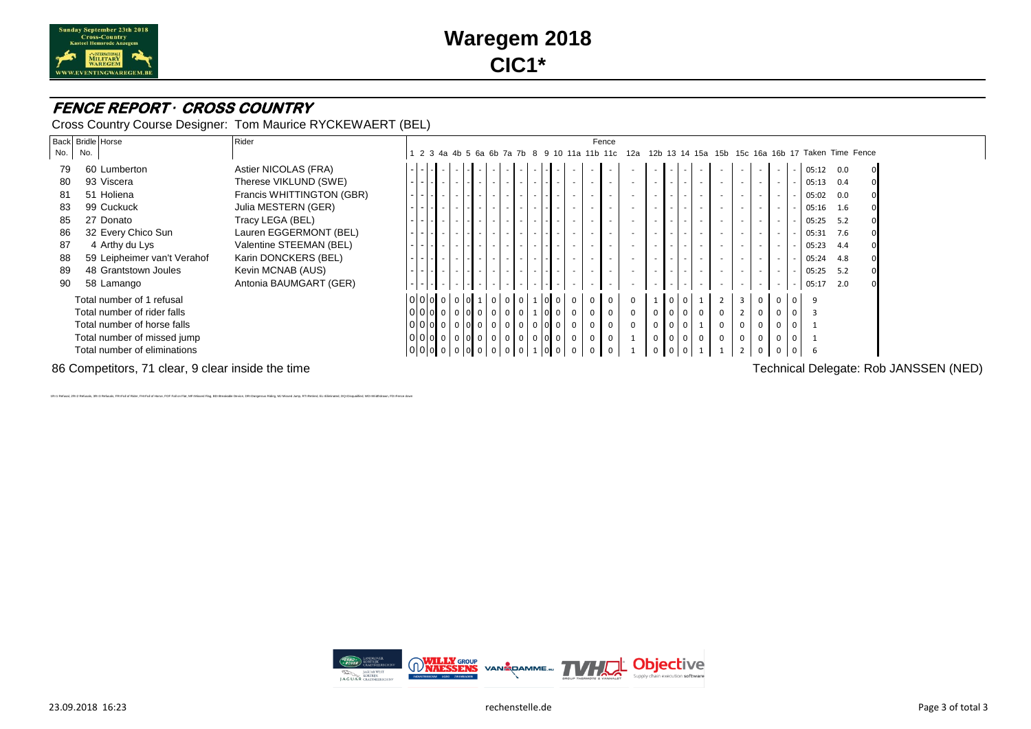# Waregem 2018

# CIC1*

## FENCE REPORT · CROSS COUNTRY

Cross Country Course Designer: Tom Maurice RYCKEWAERT (BEL)

| Back No. | Bridle No. | Horse | Rider | 1 | 2 | 3 | 4a | 4b | 5 | 6a | 6b | 7a | 7b | 8 | 9 | 10 | 11a | 11b | 11c | 12a | 12b | 13 | 14 | 15a | 15b | 15c | 16a | 16b | 17 | Taken | Time | Fence |
|---|---|---|---|---|---|---|---|---|---|---|---|---|---|---|---|---|---|---|---|---|---|---|---|---|---|---|---|---|---|---|---|---|
| 79 | 60 | Lumberton | Astier NICOLAS (FRA) | - | - | - | - | - | - | - | - | - | - | - | - | - | - | - | - | - | - | - | - | - | - | - | - | - | - | 05:12 | 0.0 | 0 |
| 80 | 93 | Viscera | Therese VIKLUND (SWE) | - | - | - | - | - | - | - | - | - | - | - | - | - | - | - | - | - | - | - | - | - | - | - | - | - | - | 05:13 | 0.4 | 0 |
| 81 | 51 | Holiena | Francis WHITTINGTON (GBR) | - | - | - | - | - | - | - | - | - | - | - | - | - | - | - | - | - | - | - | - | - | - | - | - | - | - | 05:02 | 0.0 | 0 |
| 83 | 99 | Cuckuck | Julia MESTERN (GER) | - | - | - | - | - | - | - | - | - | - | - | - | - | - | - | - | - | - | - | - | - | - | - | - | - | - | 05:16 | 1.6 | 0 |
| 85 | 27 | Donato | Tracy LEGA (BEL) | - | - | - | - | - | - | - | - | - | - | - | - | - | - | - | - | - | - | - | - | - | - | - | - | - | - | 05:25 | 5.2 | 0 |
| 86 | 32 | Every Chico Sun | Lauren EGGERMONT (BEL) | - | - | - | - | - | - | - | - | - | - | - | - | - | - | - | - | - | - | - | - | - | - | - | - | - | - | 05:31 | 7.6 | 0 |
| 87 | 4 | Arthy du Lys | Valentine STEEMAN (BEL) | - | - | - | - | - | - | - | - | - | - | - | - | - | - | - | - | - | - | - | - | - | - | - | - | - | - | 05:23 | 4.4 | 0 |
| 88 | 59 | Leipheimer van't Verahof | Karin DONCKERS (BEL) | - | - | - | - | - | - | - | - | - | - | - | - | - | - | - | - | - | - | - | - | - | - | - | - | - | - | 05:24 | 4.8 | 0 |
| 89 | 48 | Grantstown Joules | Kevin MCNAB (AUS) | - | - | - | - | - | - | - | - | - | - | - | - | - | - | - | - | - | - | - | - | - | - | - | - | - | - | 05:25 | 5.2 | 0 |
| 90 | 58 | Lamango | Antonia BAUMGART (GER) | - | - | - | - | - | - | - | - | - | - | - | - | - | - | - | - | - | - | - | - | - | - | - | - | - | - | 05:17 | 2.0 | 0 |
| Total number of 1 refusal | | | | 0 | 0 | 0 | 0 | 0 | 0 | 1 | 0 | 0 | 0 | 1 | 0 | 0 | 0 | 0 | 0 | 0 | 1 | 0 | 0 | 1 | 2 | 3 | 0 | 0 | 0 | 9 | | |
| Total number of rider falls | | | | 0 | 0 | 0 | 0 | 0 | 0 | 0 | 0 | 0 | 0 | 1 | 0 | 0 | 0 | 0 | 0 | 0 | 0 | 0 | 0 | 0 | 0 | 2 | 0 | 0 | 0 | 3 | | |
| Total number of horse falls | | | | 0 | 0 | 0 | 0 | 0 | 0 | 0 | 0 | 0 | 0 | 0 | 0 | 0 | 0 | 0 | 0 | 0 | 0 | 0 | 0 | 1 | 0 | 0 | 0 | 0 | 0 | 1 | | |
| Total number of missed jump | | | | 0 | 0 | 0 | 0 | 0 | 0 | 0 | 0 | 0 | 0 | 0 | 0 | 0 | 0 | 0 | 0 | 1 | 0 | 0 | 0 | 0 | 0 | 0 | 0 | 0 | 0 | 1 | | |
| Total number of eliminations | | | | 0 | 0 | 0 | 0 | 0 | 0 | 0 | 0 | 0 | 0 | 1 | 0 | 0 | 0 | 0 | 0 | 1 | 0 | 0 | 0 | 1 | 1 | 2 | 0 | 0 | 0 | 6 | | |

86 Competitors, 71 clear, 9 clear inside the time

Technical Delegate: Rob JANSSEN (NED)

1R:1 Refusal, 2R:2 Refusals, 3R:3 Refusals, FR:Fall of Rider, FH:Fall of Horse, FOF:Fall on Flat, MF:Missed Flag, BD:Breakable Device, DR:Dangerous Riding, MJ:Missed Jump, RT:Retired, EL:Eliminated, DQ:Disqualified, WD:Withdrawn, FD:Fence down